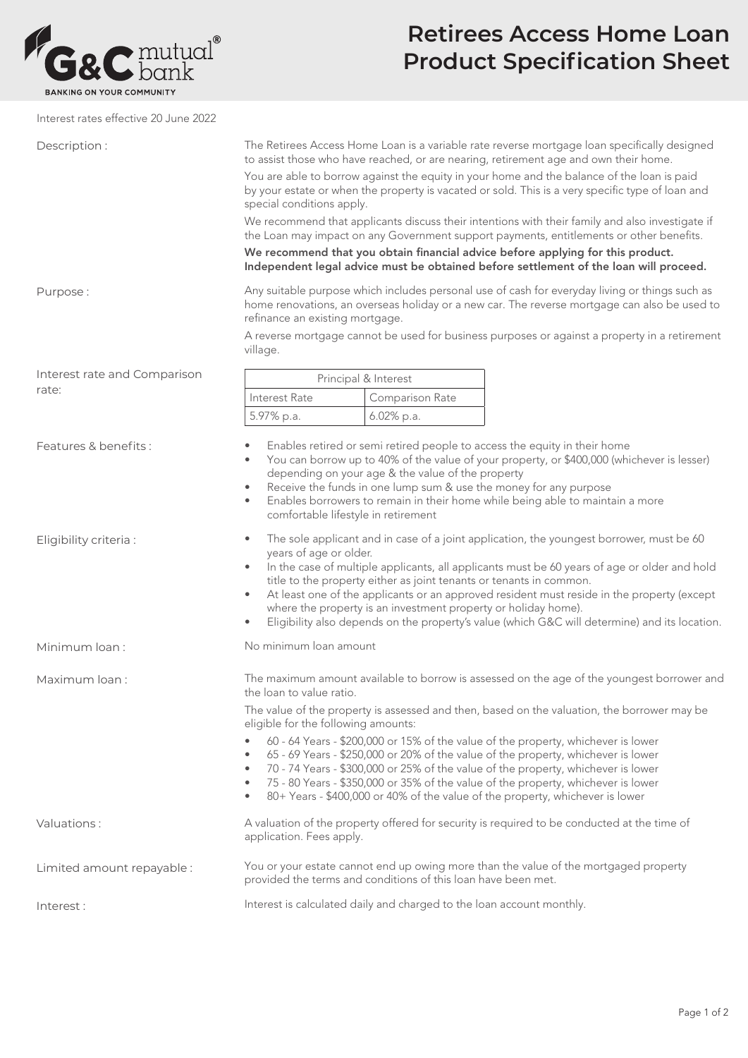# Retirees Access Home Loan Product Specification Sheet

Interest rates effective 20 June 2022

**Description :**

The Retirees Access Home Loan is a variable rate reverse mortgage loan specifically designed to assist those who have reached, or are nearing, retirement age and own their home.

You are able to borrow against the equity in your home and the balance of the loan is paid by your estate or when the property is vacated or sold. This is a very specific type of loan and special conditions apply.

We recommend that applicants discuss their intentions with their family and also investigate if the Loan may impact on any Government support payments, entitlements or other benefits.

**We recommend that you obtain financial advice before applying for this product. Independent legal advice must be obtained before settlement of the loan will proceed.**

**Purpose :**

Any suitable purpose which includes personal use of cash for everyday living or things such as home renovations, an overseas holiday or a new car. The reverse mortgage can also be used to refinance an existing mortgage.

A reverse mortgage cannot be used for business purposes or against a property in a retirement village.

**Interest rate and Comparison rate:**

| Principal & Interest | |
|---|---|
| Interest Rate | Comparison Rate |
| 5.97% p.a. | 6.02% p.a. |

**Features & benefits :**

- Enables retired or semi retired people to access the equity in their home
- You can borrow up to 40% of the value of your property, or $400,000 (whichever is lesser) depending on your age & the value of the property
- Receive the funds in one lump sum & use the money for any purpose
- Enables borrowers to remain in their home while being able to maintain a more comfortable lifestyle in retirement

**Eligibility criteria :**

- The sole applicant and in case of a joint application, the youngest borrower, must be 60 years of age or older.
- In the case of multiple applicants, all applicants must be 60 years of age or older and hold title to the property either as joint tenants or tenants in common.
- At least one of the applicants or an approved resident must reside in the property (except where the property is an investment property or holiday home).
- Eligibility also depends on the property's value (which G&C will determine) and its location.

**Minimum loan :**

No minimum loan amount

**Maximum loan :**

The maximum amount available to borrow is assessed on the age of the youngest borrower and the loan to value ratio.

The value of the property is assessed and then, based on the valuation, the borrower may be eligible for the following amounts:

- 60 - 64 Years - $200,000 or 15% of the value of the property, whichever is lower
- 65 - 69 Years - $250,000 or 20% of the value of the property, whichever is lower
- 70 - 74 Years - $300,000 or 25% of the value of the property, whichever is lower
- 75 - 80 Years - $350,000 or 35% of the value of the property, whichever is lower
- 80+ Years - $400,000 or 40% of the value of the property, whichever is lower

**Valuations :**

A valuation of the property offered for security is required to be conducted at the time of application. Fees apply.

**Limited amount repayable :**

You or your estate cannot end up owing more than the value of the mortgaged property provided the terms and conditions of this loan have been met.

**Interest :**

Interest is calculated daily and charged to the loan account monthly.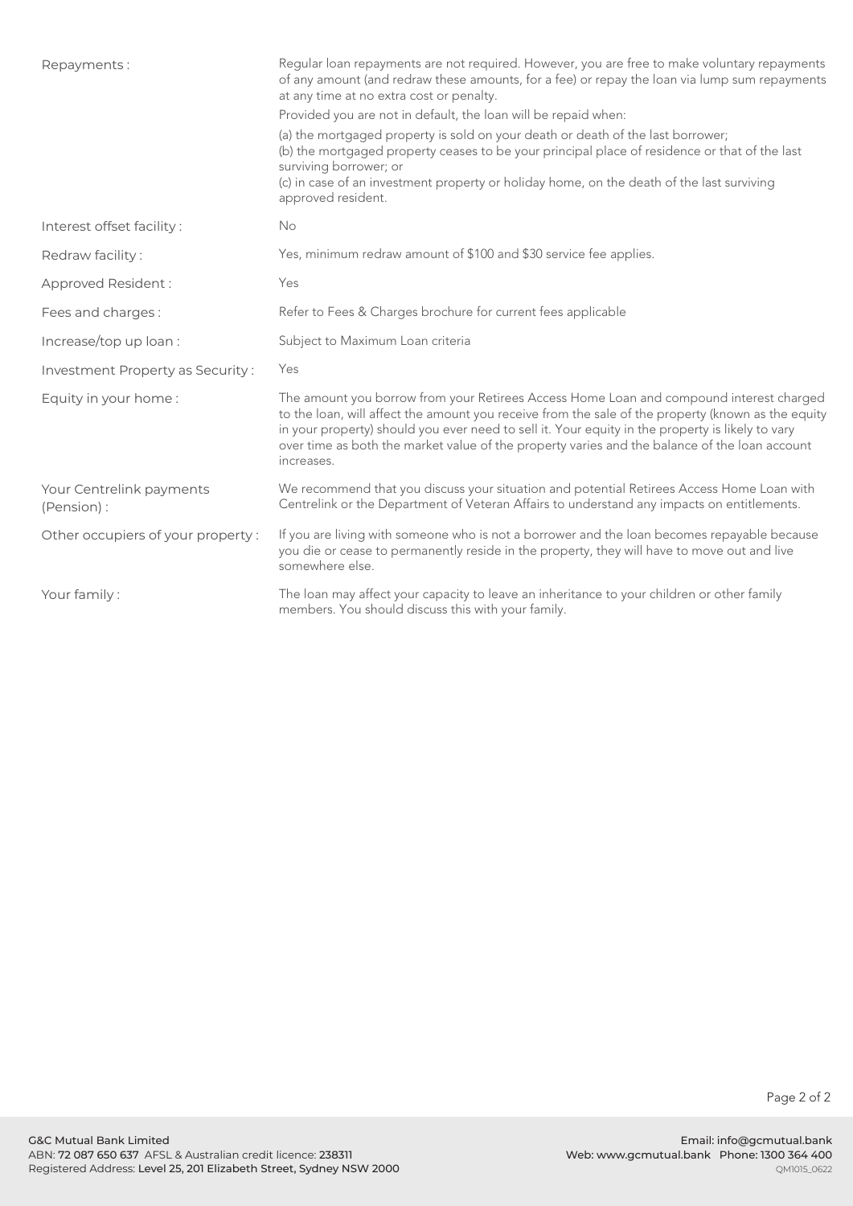| | |
|---|---|
| Repayments : | Regular loan repayments are not required. However, you are free to make voluntary repayments of any amount (and redraw these amounts, for a fee) or repay the loan via lump sum repayments at any time at no extra cost or penalty.<br>Provided you are not in default, the loan will be repaid when:<br>(a) the mortgaged property is sold on your death or death of the last borrower;<br>(b) the mortgaged property ceases to be your principal place of residence or that of the last surviving borrower; or<br>(c) in case of an investment property or holiday home, on the death of the last surviving approved resident. |
| Interest offset facility : | No |
| Redraw facility : | Yes, minimum redraw amount of $100 and $30 service fee applies. |
| Approved Resident : | Yes |
| Fees and charges : | Refer to Fees & Charges brochure for current fees applicable |
| Increase/top up loan : | Subject to Maximum Loan criteria |
| Investment Property as Security : | Yes |
| Equity in your home : | The amount you borrow from your Retirees Access Home Loan and compound interest charged to the loan, will affect the amount you receive from the sale of the property (known as the equity in your property) should you ever need to sell it. Your equity in the property is likely to vary over time as both the market value of the property varies and the balance of the loan account increases. |
| Your Centrelink payments (Pension) : | We recommend that you discuss your situation and potential Retirees Access Home Loan with Centrelink or the Department of Veteran Affairs to understand any impacts on entitlements. |
| Other occupiers of your property : | If you are living with someone who is not a borrower and the loan becomes repayable because you die or cease to permanently reside in the property, they will have to move out and live somewhere else. |
| Your family : | The loan may affect your capacity to leave an inheritance to your children or other family members. You should discuss this with your family. |

G&C Mutual Bank Limited
ABN: 72 087 650 637 AFSL & Australian credit licence: 238311
Registered Address: Level 25, 201 Elizabeth Street, Sydney NSW 2000

Email: info@gcmutual.bank
Web: www.gcmutual.bank Phone: 1300 364 400
QM1015_0622